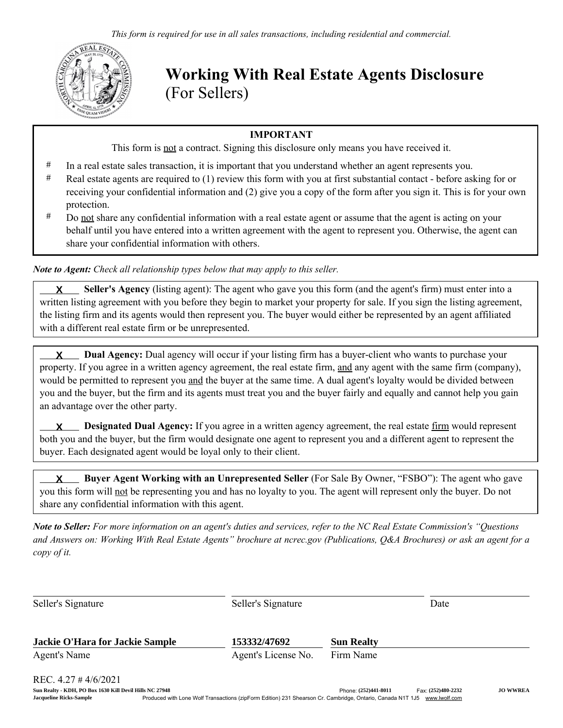*This form is required for use in all sales transactions, including residential and commercial.*

# Working With Real Estate Agents Disclosure
(For Sellers)

**IMPORTANT**

This form is not a contract. Signing this disclosure only means you have received it.

- In a real estate sales transaction, it is important that you understand whether an agent represents you.
- Real estate agents are required to (1) review this form with you at first substantial contact - before asking for or receiving your confidential information and (2) give you a copy of the form after you sign it. This is for your own protection.
- Do not share any confidential information with a real estate agent or assume that the agent is acting on your behalf until you have entered into a written agreement with the agent to represent you. Otherwise, the agent can share your confidential information with others.

***Note to Agent:*** *Check all relationship types below that may apply to this seller.*

X **Seller's Agency** (listing agent): The agent who gave you this form (and the agent's firm) must enter into a written listing agreement with you before they begin to market your property for sale. If you sign the listing agreement, the listing firm and its agents would then represent you. The buyer would either be represented by an agent affiliated with a different real estate firm or be unrepresented.

X **Dual Agency:** Dual agency will occur if your listing firm has a buyer-client who wants to purchase your property. If you agree in a written agency agreement, the real estate firm, and any agent with the same firm (company), would be permitted to represent you and the buyer at the same time. A dual agent's loyalty would be divided between you and the buyer, but the firm and its agents must treat you and the buyer fairly and equally and cannot help you gain an advantage over the other party.

X **Designated Dual Agency:** If you agree in a written agency agreement, the real estate firm would represent both you and the buyer, but the firm would designate one agent to represent you and a different agent to represent the buyer. Each designated agent would be loyal only to their client.

X **Buyer Agent Working with an Unrepresented Seller** (For Sale By Owner, "FSBO"): The agent who gave you this form will not be representing you and has no loyalty to you. The agent will represent only the buyer. Do not share any confidential information with this agent.

***Note to Seller:*** *For more information on an agent's duties and services, refer to the NC Real Estate Commission's "Questions and Answers on: Working With Real Estate Agents" brochure at ncrec.gov (Publications, Q&A Brochures) or ask an agent for a copy of it.*

Seller's Signature ____________________ Seller's Signature ____________________ Date ____________

**Jackie O'Hara for Jackie Sample** — Agent's Name
**153332/47692** — Agent's License No.
**Sun Realty** — Firm Name

REC. 4.27 # 4/6/2021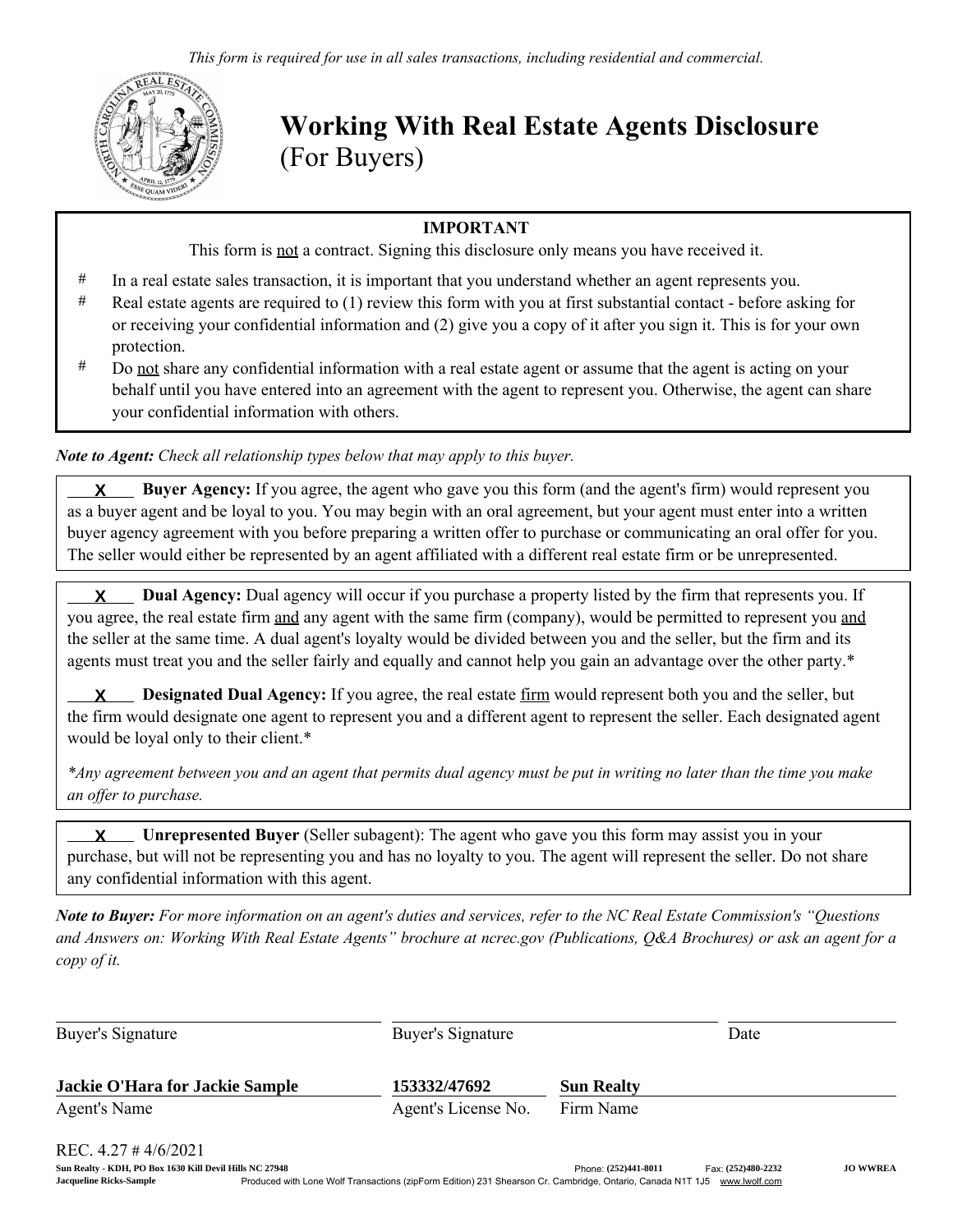*This form is required for use in all sales transactions, including residential and commercial.*

# Working With Real Estate Agents Disclosure
(For Buyers)

**IMPORTANT**

This form is not a contract. Signing this disclosure only means you have received it.

- In a real estate sales transaction, it is important that you understand whether an agent represents you.
- Real estate agents are required to (1) review this form with you at first substantial contact - before asking for or receiving your confidential information and (2) give you a copy of it after you sign it. This is for your own protection.
- Do not share any confidential information with a real estate agent or assume that the agent is acting on your behalf until you have entered into an agreement with the agent to represent you. Otherwise, the agent can share your confidential information with others.

***Note to Agent:*** *Check all relationship types below that may apply to this buyer.*

__X__ **Buyer Agency:** If you agree, the agent who gave you this form (and the agent's firm) would represent you as a buyer agent and be loyal to you. You may begin with an oral agreement, but your agent must enter into a written buyer agency agreement with you before preparing a written offer to purchase or communicating an oral offer for you. The seller would either be represented by an agent affiliated with a different real estate firm or be unrepresented.

__X__ **Dual Agency:** Dual agency will occur if you purchase a property listed by the firm that represents you. If you agree, the real estate firm and any agent with the same firm (company), would be permitted to represent you and the seller at the same time. A dual agent's loyalty would be divided between you and the seller, but the firm and its agents must treat you and the seller fairly and equally and cannot help you gain an advantage over the other party.*

__X__ **Designated Dual Agency:** If you agree, the real estate firm would represent both you and the seller, but the firm would designate one agent to represent you and a different agent to represent the seller. Each designated agent would be loyal only to their client.*

**Any agreement between you and an agent that permits dual agency must be put in writing no later than the time you make an offer to purchase.*

__X__ **Unrepresented Buyer** (Seller subagent): The agent who gave you this form may assist you in your purchase, but will not be representing you and has no loyalty to you. The agent will represent the seller. Do not share any confidential information with this agent.

***Note to Buyer:*** *For more information on an agent's duties and services, refer to the NC Real Estate Commission's "Questions and Answers on: Working With Real Estate Agents" brochure at ncrec.gov (Publications, Q&A Brochures) or ask an agent for a copy of it.*

| | | |
|---|---|---|
| Buyer's Signature | Buyer's Signature | Date |
| **Jackie O'Hara for Jackie Sample** | **153332/47692** | **Sun Realty** |
| Agent's Name | Agent's License No. | Firm Name |

REC. 4.27 # 4/6/2021

Sun Realty - KDH, PO Box 1630 Kill Devil Hills NC 27948 Phone: (252)441-8011 Fax: (252)480-2232 JO WWREA
Jacqueline Ricks-Sample Produced with Lone Wolf Transactions (zipForm Edition) 231 Shearson Cr. Cambridge, Ontario, Canada N1T 1J5 www.lwolf.com